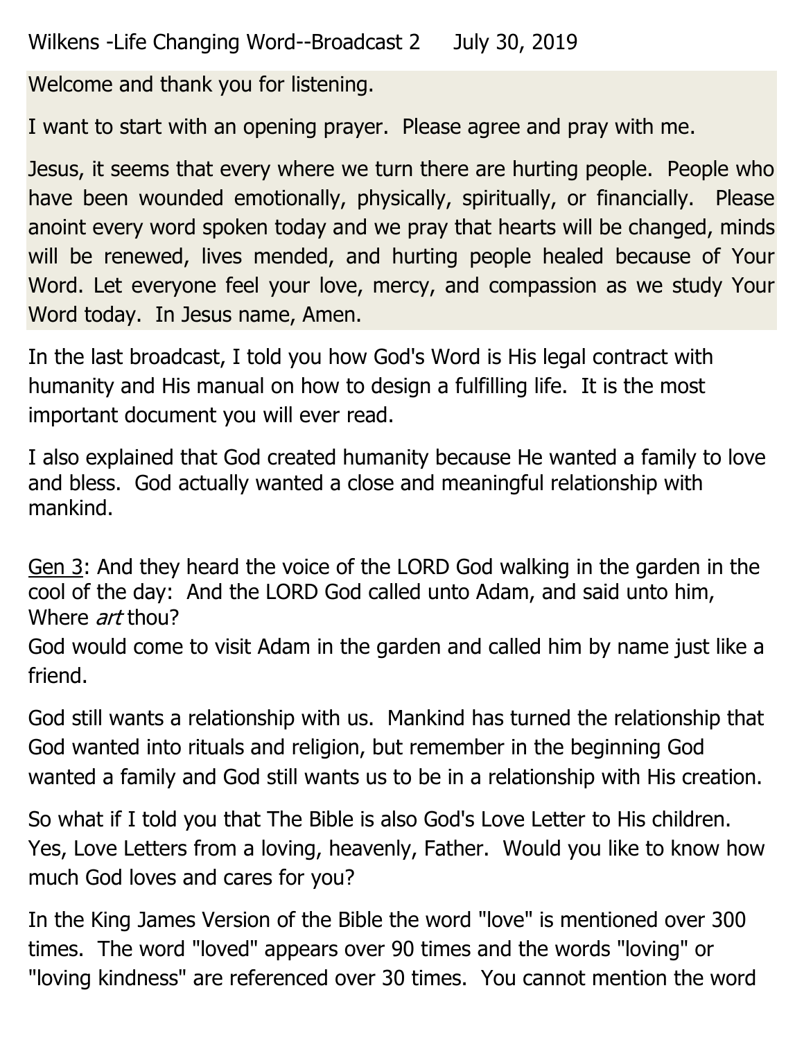Wilkens -Life Changing Word--Broadcast 2     July 30, 2019

Welcome and thank you for listening.

I want to start with an opening prayer. Please agree and pray with me.

Jesus, it seems that every where we turn there are hurting people. People who have been wounded emotionally, physically, spiritually, or financially. Please anoint every word spoken today and we pray that hearts will be changed, minds will be renewed, lives mended, and hurting people healed because of Your Word. Let everyone feel your love, mercy, and compassion as we study Your Word today. In Jesus name, Amen.

In the last broadcast, I told you how God's Word is His legal contract with humanity and His manual on how to design a fulfilling life. It is the most important document you will ever read.

I also explained that God created humanity because He wanted a family to love and bless. God actually wanted a close and meaningful relationship with mankind.

<u>Gen 3</u>: And they heard the voice of the LORD God walking in the garden in the cool of the day: And the LORD God called unto Adam, and said unto him, Where *art* thou?
God would come to visit Adam in the garden and called him by name just like a friend.

God still wants a relationship with us. Mankind has turned the relationship that God wanted into rituals and religion, but remember in the beginning God wanted a family and God still wants us to be in a relationship with His creation.

So what if I told you that The Bible is also God's Love Letter to His children. Yes, Love Letters from a loving, heavenly, Father. Would you like to know how much God loves and cares for you?

In the King James Version of the Bible the word "love" is mentioned over 300 times. The word "loved" appears over 90 times and the words "loving" or "loving kindness" are referenced over 30 times. You cannot mention the word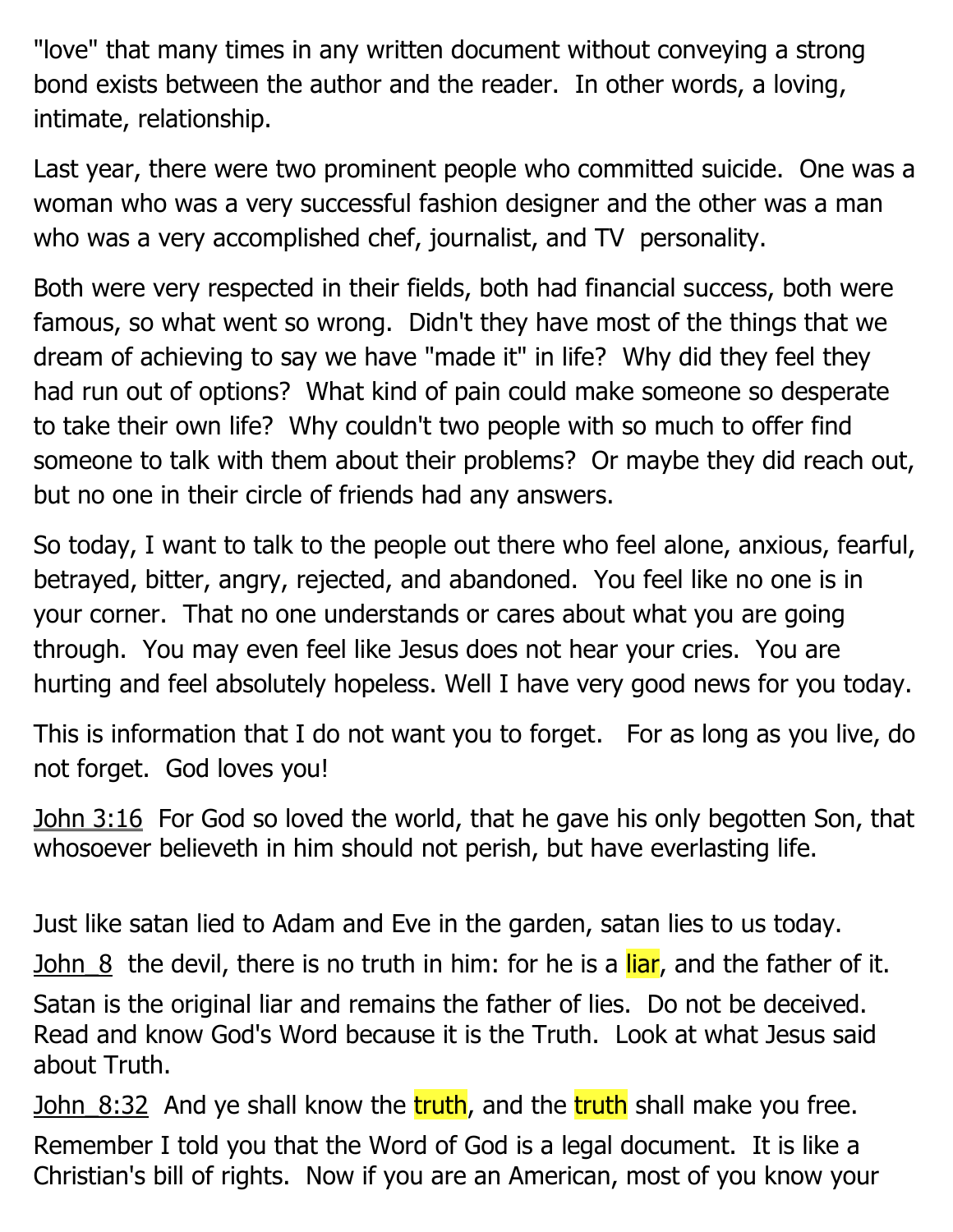"love" that many times in any written document without conveying a strong bond exists between the author and the reader. In other words, a loving, intimate, relationship.

Last year, there were two prominent people who committed suicide. One was a woman who was a very successful fashion designer and the other was a man who was a very accomplished chef, journalist, and TV personality.

Both were very respected in their fields, both had financial success, both were famous, so what went so wrong. Didn't they have most of the things that we dream of achieving to say we have "made it" in life? Why did they feel they had run out of options? What kind of pain could make someone so desperate to take their own life? Why couldn't two people with so much to offer find someone to talk with them about their problems? Or maybe they did reach out, but no one in their circle of friends had any answers.

So today, I want to talk to the people out there who feel alone, anxious, fearful, betrayed, bitter, angry, rejected, and abandoned. You feel like no one is in your corner. That no one understands or cares about what you are going through. You may even feel like Jesus does not hear your cries. You are hurting and feel absolutely hopeless. Well I have very good news for you today.

This is information that I do not want you to forget. For as long as you live, do not forget. God loves you!

John 3:16 For God so loved the world, that he gave his only begotten Son, that whosoever believeth in him should not perish, but have everlasting life.

Just like satan lied to Adam and Eve in the garden, satan lies to us today.

John_8 the devil, there is no truth in him: for he is a liar, and the father of it.

Satan is the original liar and remains the father of lies. Do not be deceived. Read and know God's Word because it is the Truth. Look at what Jesus said about Truth.

John_8:32 And ye shall know the truth, and the truth shall make you free.

Remember I told you that the Word of God is a legal document. It is like a Christian's bill of rights. Now if you are an American, most of you know your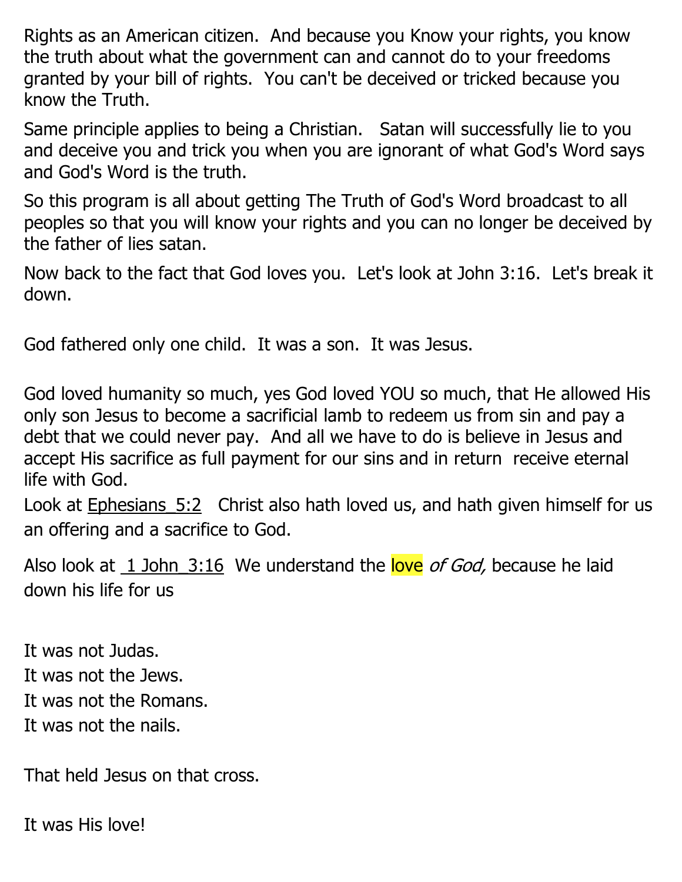Rights as an American citizen.  And because you Know your rights, you know the truth about what the government can and cannot do to your freedoms granted by your bill of rights.  You can't be deceived or tricked because you know the Truth.

Same principle applies to being a Christian.   Satan will successfully lie to you and deceive you and trick you when you are ignorant of what God's Word says and God's Word is the truth.

So this program is all about getting The Truth of God's Word broadcast to all peoples so that you will know your rights and you can no longer be deceived by the father of lies satan.

Now back to the fact that God loves you.  Let's look at John 3:16.  Let's break it down.

God fathered only one child.  It was a son.  It was Jesus.

God loved humanity so much, yes God loved YOU so much, that He allowed His only son Jesus to become a sacrificial lamb to redeem us from sin and pay a debt that we could never pay.  And all we have to do is believe in Jesus and accept His sacrifice as full payment for our sins and in return  receive eternal life with God.

Look at Ephesians_5:2   Christ also hath loved us, and hath given himself for us an offering and a sacrifice to God.

Also look at  1 John_3:16  We understand the love *of God,* because he laid down his life for us

It was not Judas.
It was not the Jews.
It was not the Romans.
It was not the nails.

That held Jesus on that cross.

It was His love!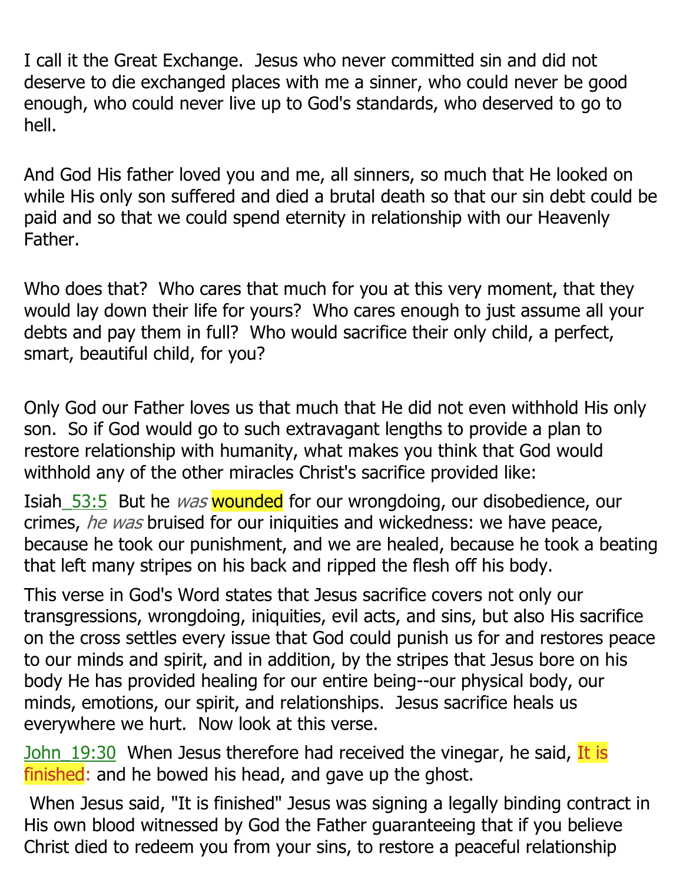I call it the Great Exchange.  Jesus who never committed sin and did not deserve to die exchanged places with me a sinner, who could never be good enough, who could never live up to God's standards, who deserved to go to hell.

And God His father loved you and me, all sinners, so much that He looked on while His only son suffered and died a brutal death so that our sin debt could be paid and so that we could spend eternity in relationship with our Heavenly Father.

Who does that?  Who cares that much for you at this very moment, that they would lay down their life for yours?  Who cares enough to just assume all your debts and pay them in full?  Who would sacrifice their only child, a perfect, smart, beautiful child, for you?

Only God our Father loves us that much that He did not even withhold His only son.  So if God would go to such extravagant lengths to provide a plan to restore relationship with humanity, what makes you think that God would withhold any of the other miracles Christ's sacrifice provided like:

Isiah_53:5  But he *was* wounded for our wrongdoing, our disobedience, our crimes, *he was* bruised for our iniquities and wickedness: we have peace, because he took our punishment, and we are healed, because he took a beating that left many stripes on his back and ripped the flesh off his body.

This verse in God's Word states that Jesus sacrifice covers not only our transgressions, wrongdoing, iniquities, evil acts, and sins, but also His sacrifice on the cross settles every issue that God could punish us for and restores peace to our minds and spirit, and in addition, by the stripes that Jesus bore on his body He has provided healing for our entire being--our physical body, our minds, emotions, our spirit, and relationships.  Jesus sacrifice heals us everywhere we hurt.  Now look at this verse.

John_19:30  When Jesus therefore had received the vinegar, he said, It is finished: and he bowed his head, and gave up the ghost.

When Jesus said, "It is finished" Jesus was signing a legally binding contract in His own blood witnessed by God the Father guaranteeing that if you believe Christ died to redeem you from your sins, to restore a peaceful relationship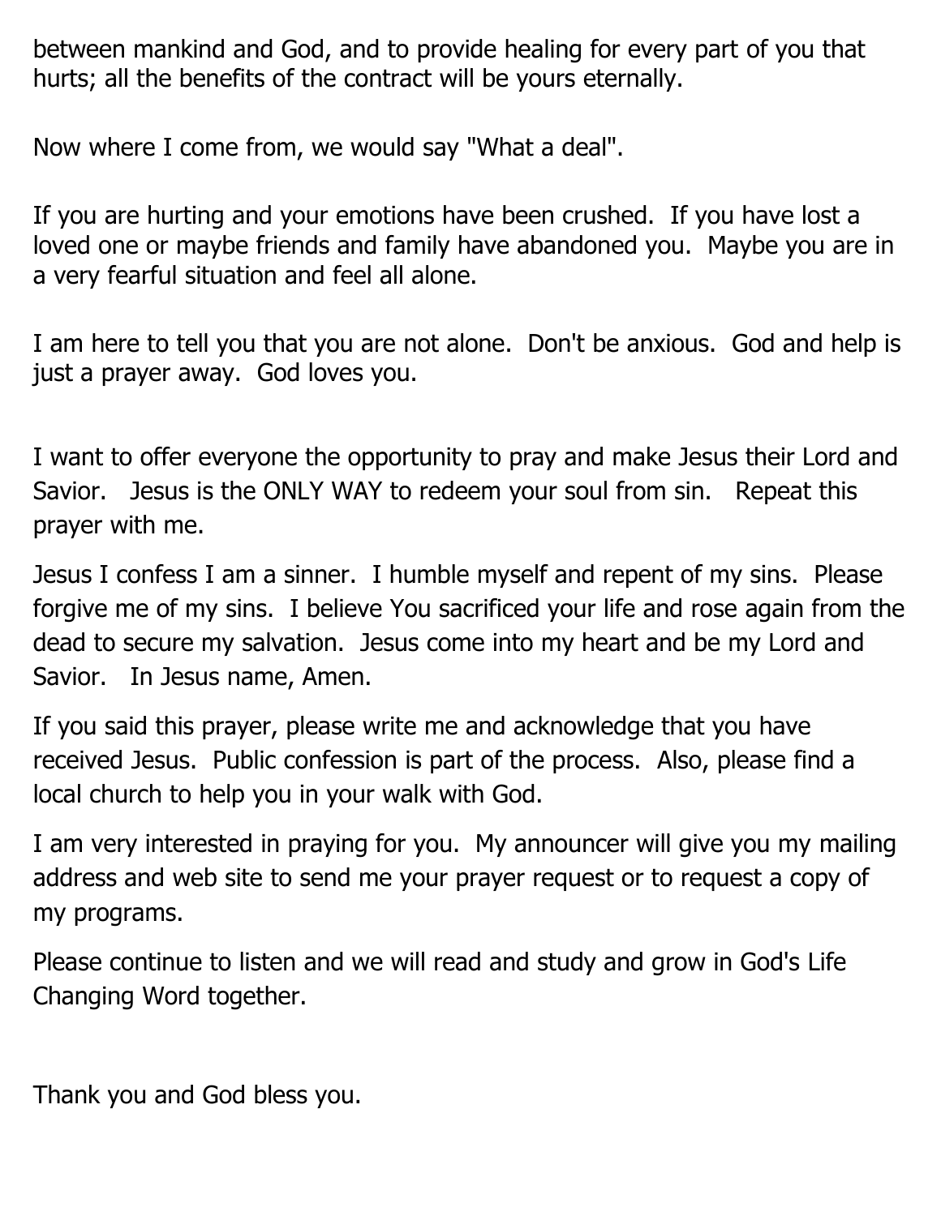between mankind and God, and to provide healing for every part of you that hurts; all the benefits of the contract will be yours eternally.

Now where I come from, we would say "What a deal".

If you are hurting and your emotions have been crushed. If you have lost a loved one or maybe friends and family have abandoned you. Maybe you are in a very fearful situation and feel all alone.

I am here to tell you that you are not alone. Don't be anxious. God and help is just a prayer away. God loves you.

I want to offer everyone the opportunity to pray and make Jesus their Lord and Savior. Jesus is the ONLY WAY to redeem your soul from sin. Repeat this prayer with me.

Jesus I confess I am a sinner. I humble myself and repent of my sins. Please forgive me of my sins. I believe You sacrificed your life and rose again from the dead to secure my salvation. Jesus come into my heart and be my Lord and Savior. In Jesus name, Amen.

If you said this prayer, please write me and acknowledge that you have received Jesus. Public confession is part of the process. Also, please find a local church to help you in your walk with God.

I am very interested in praying for you. My announcer will give you my mailing address and web site to send me your prayer request or to request a copy of my programs.

Please continue to listen and we will read and study and grow in God's Life Changing Word together.

Thank you and God bless you.